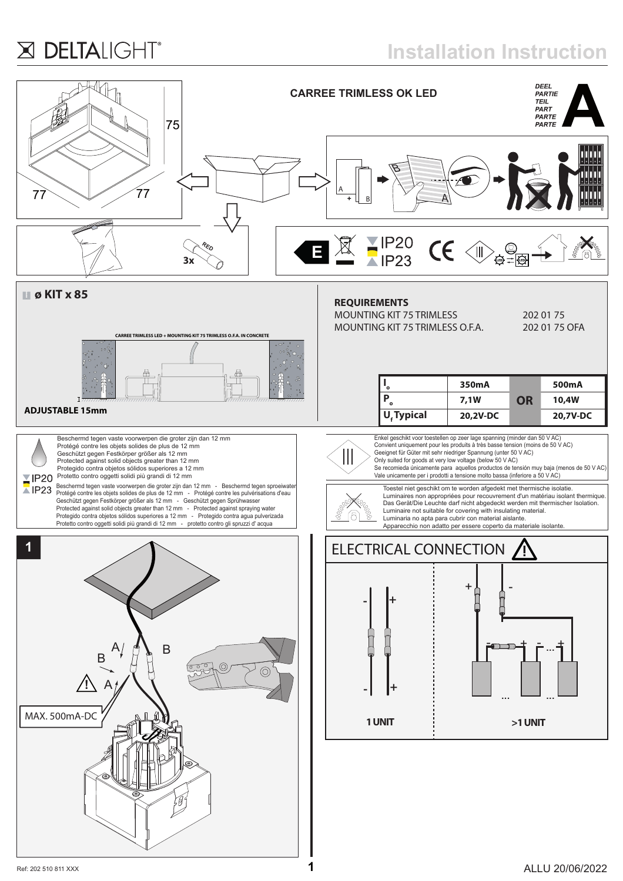# Installation Instruction

## CARREE TRIMLESS OK LED

DEEL
PARTIE
TEIL
PART
PARTE
PARTE

**A**

75

77 77

RED

3x

E

IP20
IP23

### ø KIT x 85

CARREE TRIMLESS LED + MOUNTING KIT 75 TRIMLESS O.F.A. IN CONCRETE

**ADJUSTABLE 15mm**

### REQUIREMENTS

| | |
|---|---|
| MOUNTING KIT 75 TRIMLESS | 202 01 75 |
| MOUNTING KIT 75 TRIMLESS O.F.A. | 202 01 75 OFA |

| | | | |
|---|---|---|---|
| $I_o$ | 350mA | OR | 500mA |
| $P_o$ | 7,1W | | 10,4W |
| $U_f$ Typical | 20,2V-DC | | 20,7V-DC |

Beschermd tegen vaste voorwerpen die groter zijn dan 12 mm
Protégé contre les objets solides de plus de 12 mm
Geschützt gegen Festkörper größer als 12 mm
Protected against solid objects greater than 12 mm
Protegido contra objetos sólidos superiores a 12 mm
IP20 Protetto contro oggetti solidi più grandi di 12 mm

IP23 Beschermd tegen vaste voorwerpen die groter zijn dan 12 mm - Beschermd tegen sproeiwater
Protégé contre les objets solides de plus de 12 mm - Protégé contre les pulvérisations d'eau
Geschützt gegen Festkörper größer als 12 mm - Geschützt gegen Sprühwasser
Protected against solid objects greater than 12 mm - Protected against spraying water
Protegido contra objetos sólidos superiores a 12 mm - Protegido contra agua pulverizada
Protetto contro oggetti solidi più grandi di 12 mm - protetto contro gli spruzzi d' acqua

Enkel geschikt voor toestellen op zeer lage spanning (minder dan 50 V AC)
Convient uniquement pour les produits à très basse tension (moins de 50 V AC)
Geeignet für Güter mit sehr niedriger Spannung (unter 50 V AC)
Only suited for goods at very low voltage (below 50 V AC)
Se recomieda únicamente para aquellos productos de tensión muy baja (menos de 50 V AC)
Vale unicamente per i prodotti a tensione molto bassa (inferiore a 50 V AC)

Toestel niet geschikt om te worden afgedekt met thermische isolatie.
Luminaires non appropriées pour recouvrement d'un matériau isolant thermique.
Das Gerät/Die Leuchte darf nicht abgedeckt werden mit thermischer Isolation.
Luminaire not suitable for covering with insulating material.
Luminaria no apta para cubrir con material aislante.
Apparecchio non adatto per essere coperto da materiale isolante.

### 1

A B
B A
MAX. 500mA-DC

### ELECTRICAL CONNECTION

**1 UNIT** | **>1 UNIT**

Ref: 202 510 811 XXX

ALLU 20/06/2022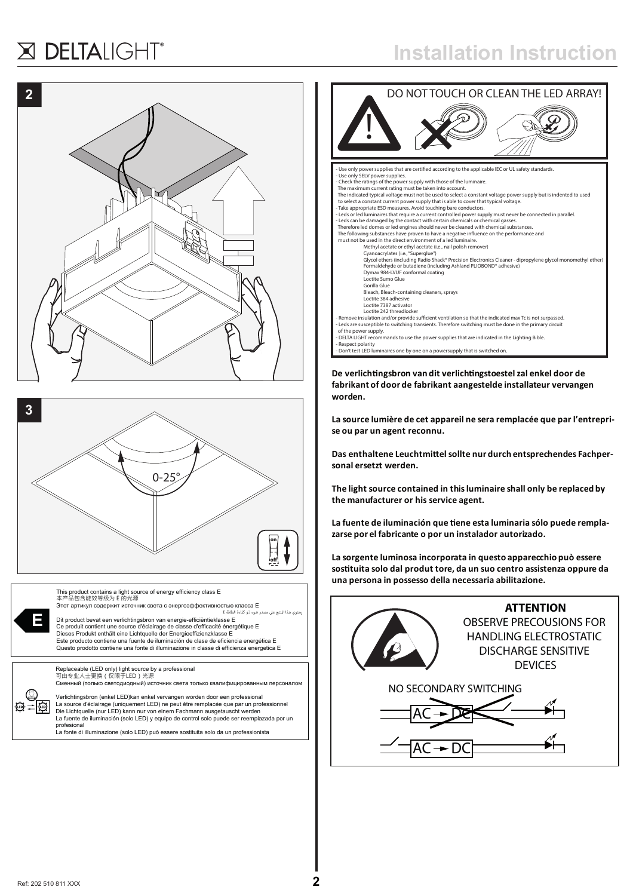## 2

## 3

0-25°

on

off

This product contains a light source of energy efficiency class E
本产品包含能效等级为 E 的光源
Этот артикул содержит источник света с энергоэффективностью класса E
يحتوي هذا المنتج على مصدر ضوء ذو كفاءة الطاقة E
Dit product bevat een verlichtingsbron van energie-efficiëntieklasse E
Ce produit contient une source d'éclairage de classe d'efficacité énergétique E
Dieses Produkt enthält eine Lichtquelle der Energieeffizienzklasse E
Este producto contiene una fuente de iluminación de clase de eficiencia energética E
Questo prodotto contiene una fonte di illuminazione in classe di efficienza energetica E

Replaceable (LED only) light source by a professional
可由专业人士更换（仅限于LED）光源
Сменный (только светодиодный) источник света только квалифицированным персоналом
Verlichtingsbron (enkel LED)kan enkel vervangen worden door een professional
La source d'éclairage (uniquement LED) ne peut être remplacée que par un professionnel
Die Lichtquelle (nur LED) kann nur von einem Fachmann ausgetauscht werden
La fuente de iluminación (solo LED) y equipo de control solo puede ser reemplazada por un profesional
La fonte di illuminazione (solo LED) può essere sostituita solo da un professionista

DO NOT TOUCH OR CLEAN THE LED ARRAY!

- Use only power supplies that are certified according to the applicable IEC or UL safety standards.
- Use only SELV power supplies.
- Check the ratings of the power supply with those of the luminaire.
  The maximum current rating must be taken into account.
  The indicated typical voltage must not be used to select a constant voltage power supply but is indented to used to select a constant current power supply that is able to cover that typical voltage.
- Take appropriate ESD measures. Avoid touching bare conductors.
- Leds or led luminaires that require a current controlled power supply must never be connected in parallel.
- Leds can be damaged by the contact with certain chemicals or chemical gasses.
  Therefore led domes or led engines should never be cleaned with chemical substances.
  The following substances have proven to have a negative influence on the performance and must not be used in the direct environment of a led luminaire.
  - Methyl acetate or ethyl acetate (i.e., nail polish remover)
  - Cyanoacrylates (i.e., "Superglue")
  - Glycol ethers (including Radio Shack® Precision Electronics Cleaner - dipropylene glycol monomethyl ether)
  - Formaldehyde or butadiene (including Ashland PLIOBOND® adhesive)
  - Dymax 984-LVUF conformal coating
  - Loctite Sumo Glue
  - Gorilla Glue
  - Bleach, Bleach-containing cleaners, sprays
  - Loctite 384 adhesive
  - Loctite 7387 activator
  - Loctite 242 threadlocker
- Remove insulation and/or provide sufficient ventilation so that the indicated max Tc is not surpassed.
- Leds are susceptible to switching transients. Therefore switching must be done in the primary circuit of the power supply.
- DELTA LIGHT recommands to use the power supplies that are indicated in the Lighting Bible.
- Respect polarity
- Don't test LED luminaires one by one on a powersupply that is switched on.

**De verlichtingsbron van dit verlichtingstoestel zal enkel door de fabrikant of door de fabrikant aangestelde installateur vervangen worden.**

**La source lumière de cet appareil ne sera remplacée que par l'entreprise ou par un agent reconnu.**

**Das enthaltene Leuchtmittel sollte nur durch entsprechendes Fachpersonal ersetzt werden.**

**The light source contained in this luminaire shall only be replaced by the manufacturer or his service agent.**

**La fuente de iluminación que tiene esta luminaria sólo puede remplazarse por el fabricante o por un instalador autorizado.**

**La sorgente luminosa incorporata in questo apparecchio può essere sostituita solo dal produt tore, da un suo centro assistenza oppure da una persona in possesso della necessaria abilitazione.**

**ATTENTION**

OBSERVE PRECOUSIONS FOR HANDLING ELECTROSTATIC DISCHARGE SENSITIVE DEVICES

NO SECONDARY SWITCHING

AC → DC

AC → DC

Ref: 202 510 811 XXX